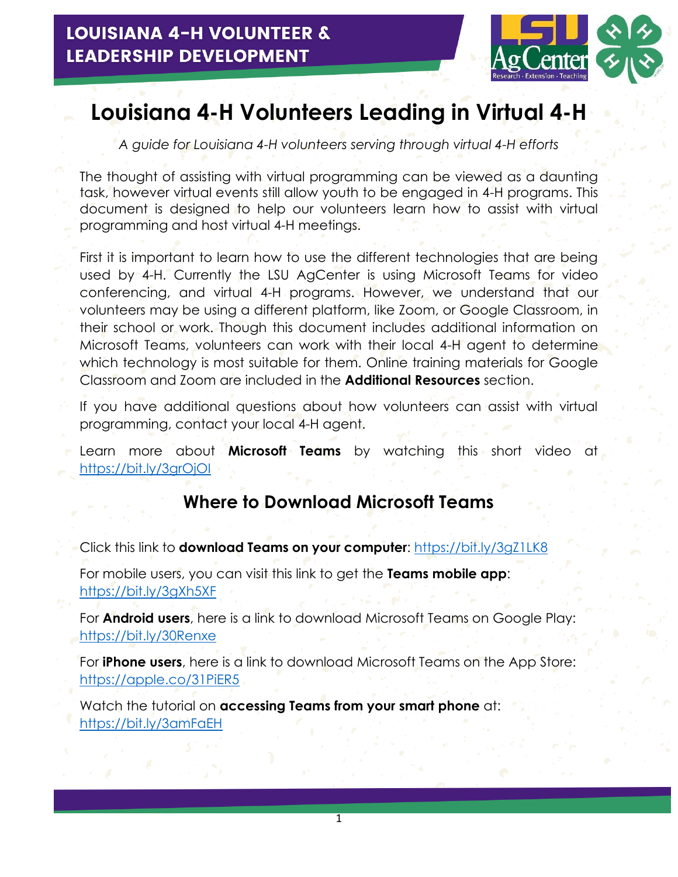LOUISIANA 4-H VOLUNTEER & LEADERSHIP DEVELOPMENT

# Louisiana 4-H Volunteers Leading in Virtual 4-H

*A guide for Louisiana 4-H volunteers serving through virtual 4-H efforts*

The thought of assisting with virtual programming can be viewed as a daunting task, however virtual events still allow youth to be engaged in 4-H programs. This document is designed to help our volunteers learn how to assist with virtual programming and host virtual 4-H meetings.

First it is important to learn how to use the different technologies that are being used by 4-H. Currently the LSU AgCenter is using Microsoft Teams for video conferencing, and virtual 4-H programs. However, we understand that our volunteers may be using a different platform, like Zoom, or Google Classroom, in their school or work. Though this document includes additional information on Microsoft Teams, volunteers can work with their local 4-H agent to determine which technology is most suitable for them. Online training materials for Google Classroom and Zoom are included in the **Additional Resources** section.

If you have additional questions about how volunteers can assist with virtual programming, contact your local 4-H agent.

Learn more about **Microsoft Teams** by watching this short video at https://bit.ly/3grOjOl

## Where to Download Microsoft Teams

Click this link to **download Teams on your computer**: https://bit.ly/3gZ1LK8

For mobile users, you can visit this link to get the **Teams mobile app**: https://bit.ly/3gXh5XF

For **Android users**, here is a link to download Microsoft Teams on Google Play: https://bit.ly/30Renxe

For **iPhone users**, here is a link to download Microsoft Teams on the App Store: https://apple.co/31PiER5

Watch the tutorial on **accessing Teams from your smart phone** at: https://bit.ly/3amFaEH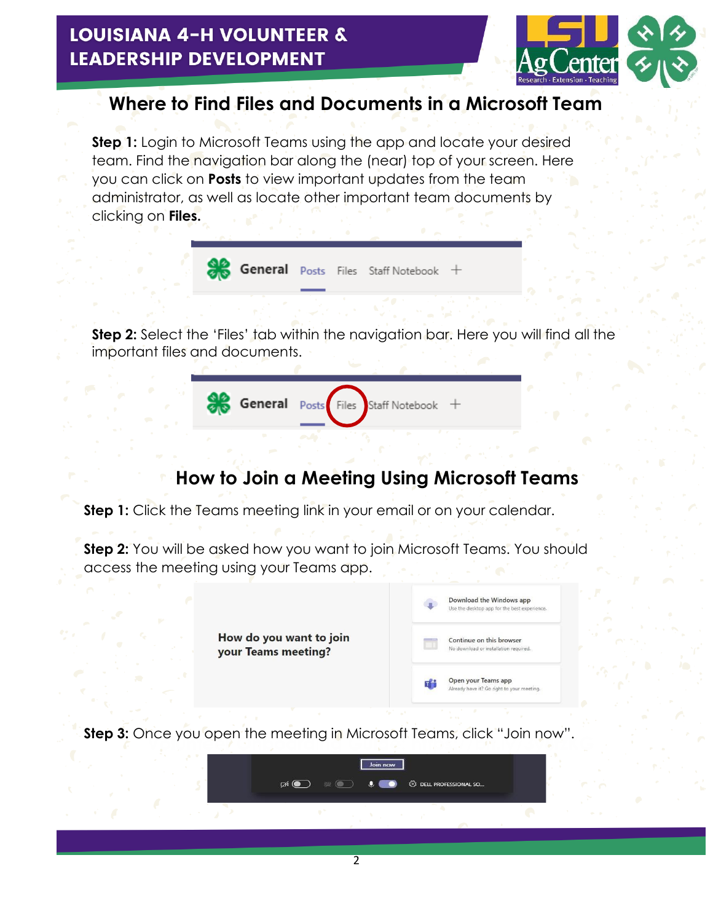## Where to Find Files and Documents in a Microsoft Team

**Step 1:** Login to Microsoft Teams using the app and locate your desired team. Find the navigation bar along the (near) top of your screen. Here you can click on **Posts** to view important updates from the team administrator, as well as locate other important team documents by clicking on **Files.**

**Step 2:** Select the 'Files' tab within the navigation bar. Here you will find all the important files and documents.

## How to Join a Meeting Using Microsoft Teams

**Step 1:** Click the Teams meeting link in your email or on your calendar.

**Step 2:** You will be asked how you want to join Microsoft Teams. You should access the meeting using your Teams app.

**Step 3:** Once you open the meeting in Microsoft Teams, click "Join now".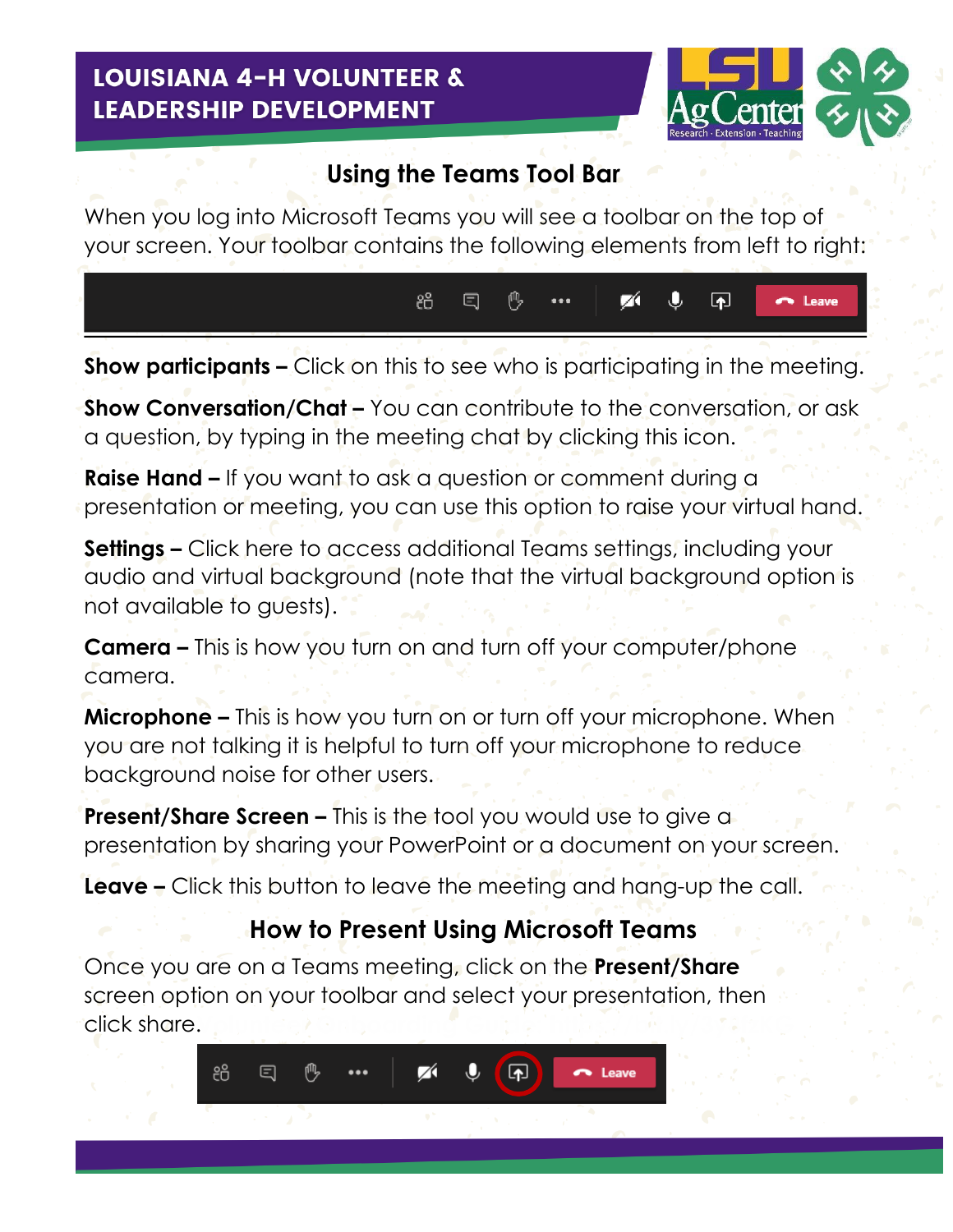## Using the Teams Tool Bar

When you log into Microsoft Teams you will see a toolbar on the top of your screen. Your toolbar contains the following elements from left to right:

**Show participants –** Click on this to see who is participating in the meeting.

**Show Conversation/Chat –** You can contribute to the conversation, or ask a question, by typing in the meeting chat by clicking this icon.

**Raise Hand –** If you want to ask a question or comment during a presentation or meeting, you can use this option to raise your virtual hand.

**Settings –** Click here to access additional Teams settings, including your audio and virtual background (note that the virtual background option is not available to guests).

**Camera –** This is how you turn on and turn off your computer/phone camera.

**Microphone –** This is how you turn on or turn off your microphone. When you are not talking it is helpful to turn off your microphone to reduce background noise for other users.

**Present/Share Screen –** This is the tool you would use to give a presentation by sharing your PowerPoint or a document on your screen.

**Leave –** Click this button to leave the meeting and hang-up the call.

## How to Present Using Microsoft Teams

Once you are on a Teams meeting, click on the **Present/Share** screen option on your toolbar and select your presentation, then click share.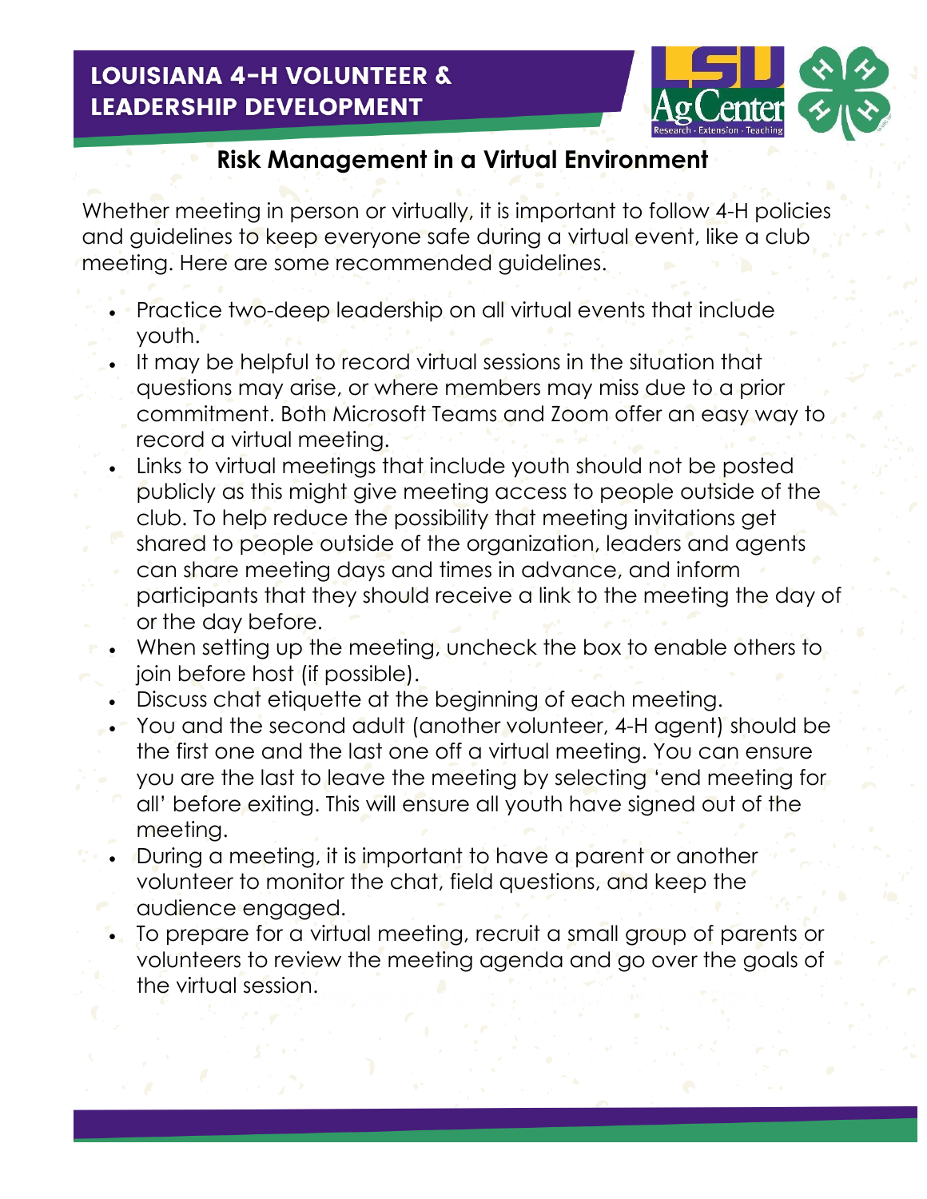# Risk Management in a Virtual Environment

Whether meeting in person or virtually, it is important to follow 4-H policies and guidelines to keep everyone safe during a virtual event, like a club meeting. Here are some recommended guidelines.

- Practice two-deep leadership on all virtual events that include youth.
- It may be helpful to record virtual sessions in the situation that questions may arise, or where members may miss due to a prior commitment. Both Microsoft Teams and Zoom offer an easy way to record a virtual meeting.
- Links to virtual meetings that include youth should not be posted publicly as this might give meeting access to people outside of the club. To help reduce the possibility that meeting invitations get shared to people outside of the organization, leaders and agents can share meeting days and times in advance, and inform participants that they should receive a link to the meeting the day of or the day before.
- When setting up the meeting, uncheck the box to enable others to join before host (if possible).
- Discuss chat etiquette at the beginning of each meeting.
- You and the second adult (another volunteer, 4-H agent) should be the first one and the last one off a virtual meeting. You can ensure you are the last to leave the meeting by selecting 'end meeting for all' before exiting. This will ensure all youth have signed out of the meeting.
- During a meeting, it is important to have a parent or another volunteer to monitor the chat, field questions, and keep the audience engaged.
- To prepare for a virtual meeting, recruit a small group of parents or volunteers to review the meeting agenda and go over the goals of the virtual session.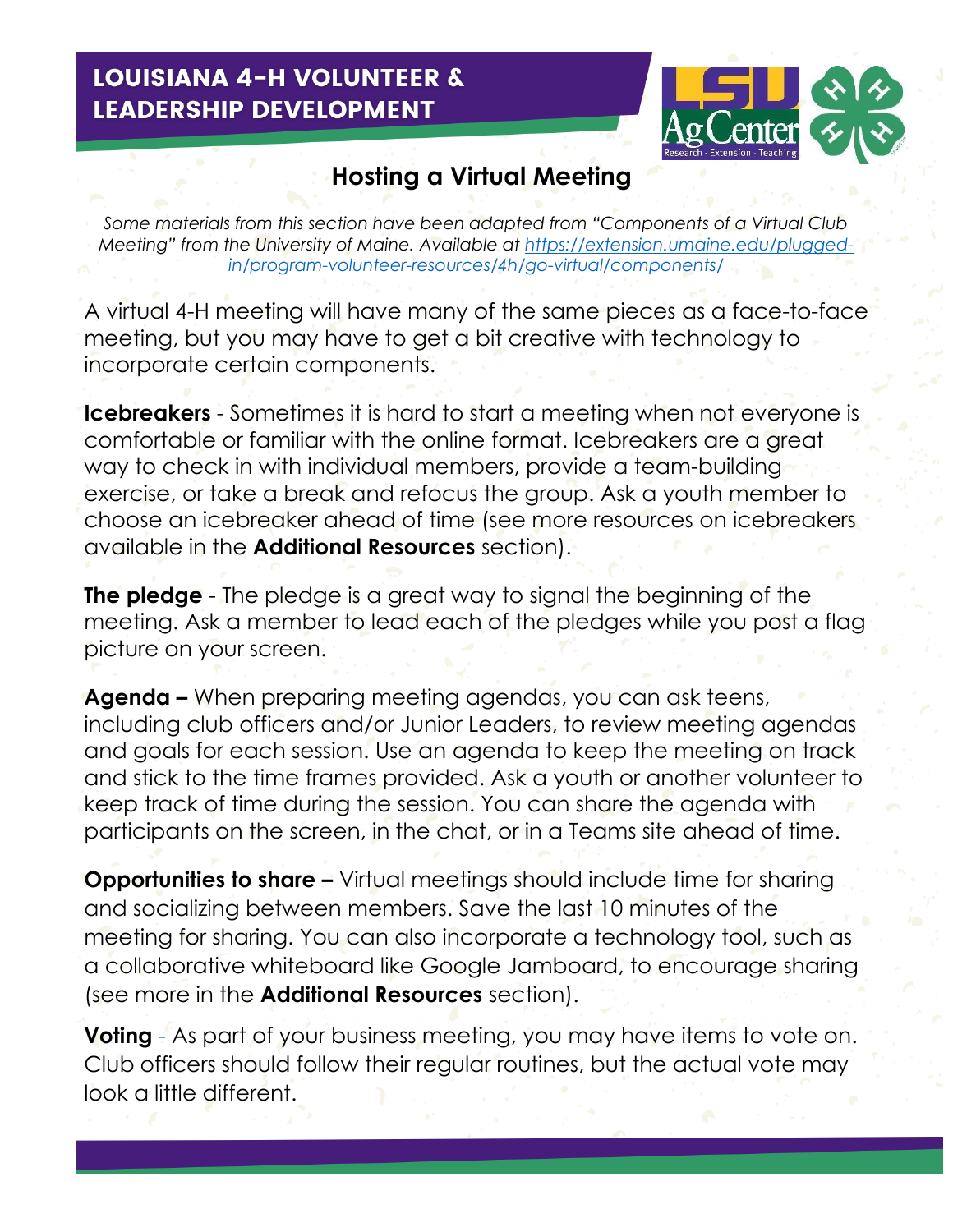# Hosting a Virtual Meeting

*Some materials from this section have been adapted from "Components of a Virtual Club Meeting" from the University of Maine. Available at [https://extension.umaine.edu/plugged-in/program-volunteer-resources/4h/go-virtual/components/](https://extension.umaine.edu/plugged-in/program-volunteer-resources/4h/go-virtual/components/)*

A virtual 4-H meeting will have many of the same pieces as a face-to-face meeting, but you may have to get a bit creative with technology to incorporate certain components.

**Icebreakers** - Sometimes it is hard to start a meeting when not everyone is comfortable or familiar with the online format. Icebreakers are a great way to check in with individual members, provide a team-building exercise, or take a break and refocus the group. Ask a youth member to choose an icebreaker ahead of time (see more resources on icebreakers available in the **Additional Resources** section).

**The pledge** - The pledge is a great way to signal the beginning of the meeting. Ask a member to lead each of the pledges while you post a flag picture on your screen.

**Agenda –** When preparing meeting agendas, you can ask teens, including club officers and/or Junior Leaders, to review meeting agendas and goals for each session. Use an agenda to keep the meeting on track and stick to the time frames provided. Ask a youth or another volunteer to keep track of time during the session. You can share the agenda with participants on the screen, in the chat, or in a Teams site ahead of time.

**Opportunities to share –** Virtual meetings should include time for sharing and socializing between members. Save the last 10 minutes of the meeting for sharing. You can also incorporate a technology tool, such as a collaborative whiteboard like Google Jamboard, to encourage sharing (see more in the **Additional Resources** section).

**Voting** - As part of your business meeting, you may have items to vote on. Club officers should follow their regular routines, but the actual vote may look a little different.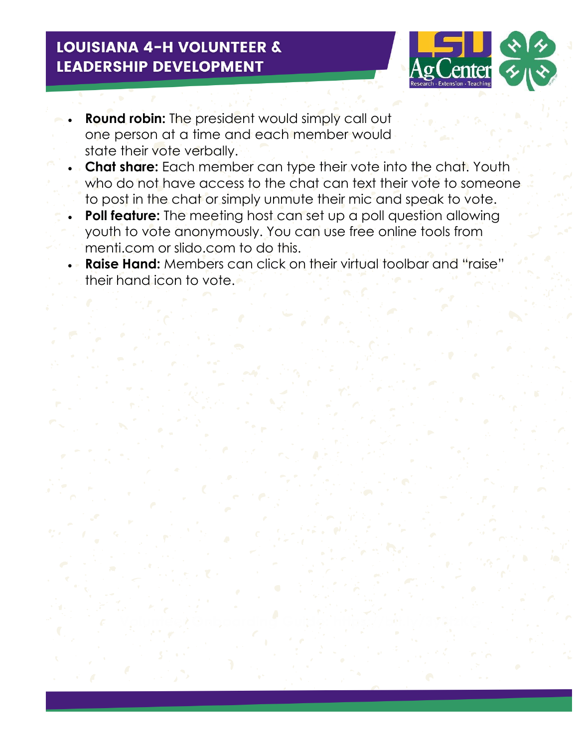- **Round robin:** The president would simply call out one person at a time and each member would state their vote verbally.
- **Chat share:** Each member can type their vote into the chat. Youth who do not have access to the chat can text their vote to someone to post in the chat or simply unmute their mic and speak to vote.
- **Poll feature:** The meeting host can set up a poll question allowing youth to vote anonymously. You can use free online tools from menti.com or slido.com to do this.
- **Raise Hand:** Members can click on their virtual toolbar and "raise" their hand icon to vote.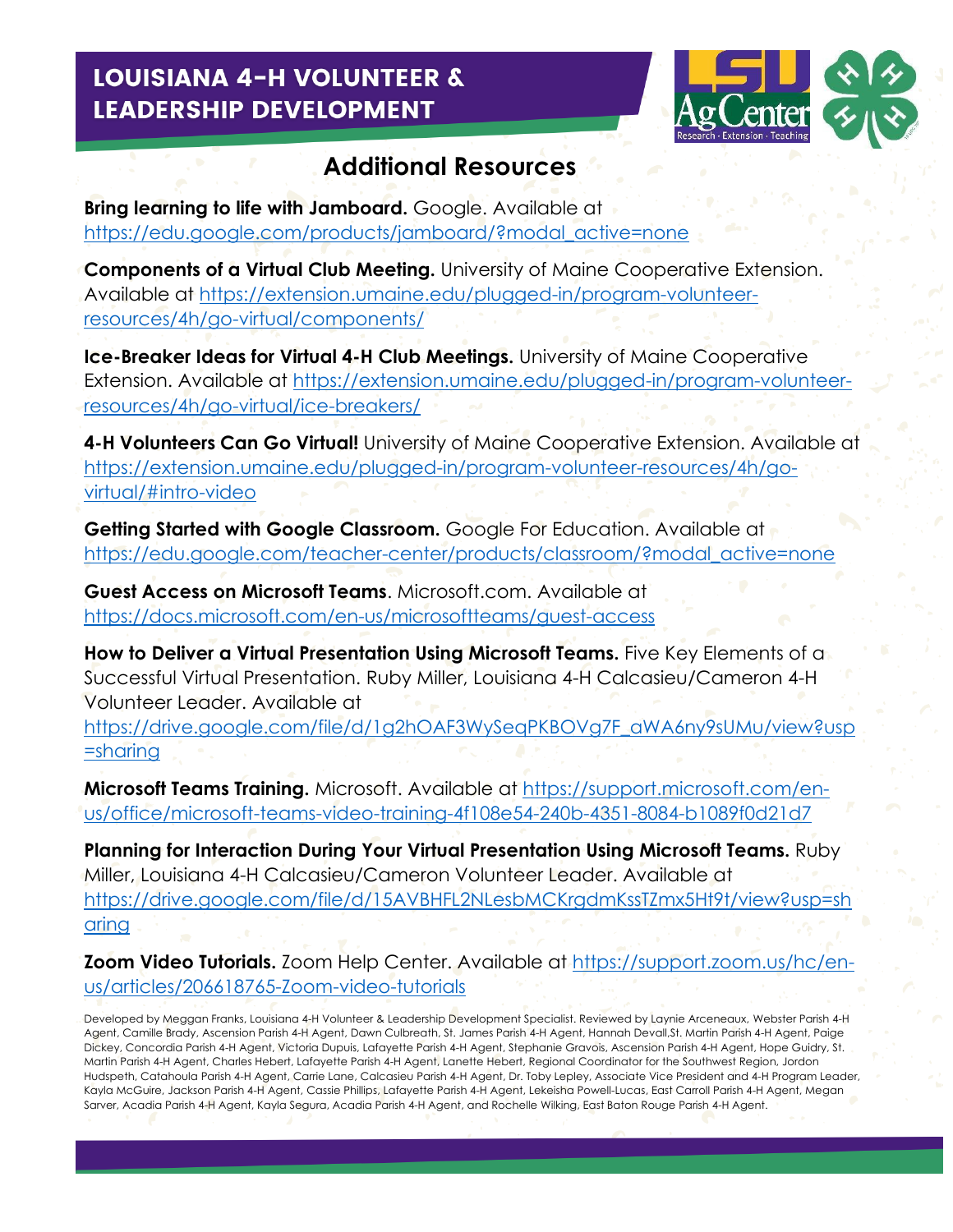## Additional Resources

**Bring learning to life with Jamboard.** Google. Available at https://edu.google.com/products/jamboard/?modal_active=none

**Components of a Virtual Club Meeting.** University of Maine Cooperative Extension. Available at https://extension.umaine.edu/plugged-in/program-volunteer-resources/4h/go-virtual/components/

**Ice-Breaker Ideas for Virtual 4-H Club Meetings.** University of Maine Cooperative Extension. Available at https://extension.umaine.edu/plugged-in/program-volunteer-resources/4h/go-virtual/ice-breakers/

**4-H Volunteers Can Go Virtual!** University of Maine Cooperative Extension. Available at https://extension.umaine.edu/plugged-in/program-volunteer-resources/4h/go-virtual/#intro-video

**Getting Started with Google Classroom.** Google For Education. Available at https://edu.google.com/teacher-center/products/classroom/?modal_active=none

**Guest Access on Microsoft Teams**. Microsoft.com. Available at https://docs.microsoft.com/en-us/microsoftteams/guest-access

**How to Deliver a Virtual Presentation Using Microsoft Teams.** Five Key Elements of a Successful Virtual Presentation. Ruby Miller, Louisiana 4-H Calcasieu/Cameron 4-H Volunteer Leader. Available at https://drive.google.com/file/d/1g2hOAF3WySeqPKBOVg7F_aWA6ny9sUMu/view?usp=sharing

**Microsoft Teams Training.** Microsoft. Available at https://support.microsoft.com/en-us/office/microsoft-teams-video-training-4f108e54-240b-4351-8084-b1089f0d21d7

**Planning for Interaction During Your Virtual Presentation Using Microsoft Teams.** Ruby Miller, Louisiana 4-H Calcasieu/Cameron Volunteer Leader. Available at https://drive.google.com/file/d/15AVBHFL2NLesbMCKrgdmKssTZmx5Ht9t/view?usp=sharing

**Zoom Video Tutorials.** Zoom Help Center. Available at https://support.zoom.us/hc/en-us/articles/206618765-Zoom-video-tutorials

Developed by Meggan Franks, Louisiana 4-H Volunteer & Leadership Development Specialist. Reviewed by Laynie Arceneaux, Webster Parish 4-H Agent, Camille Brady, Ascension Parish 4-H Agent, Dawn Culbreath, St. James Parish 4-H Agent, Hannah Devall,St. Martin Parish 4-H Agent, Paige Dickey, Concordia Parish 4-H Agent, Victoria Dupuis, Lafayette Parish 4-H Agent, Stephanie Gravois, Ascension Parish 4-H Agent, Hope Guidry, St. Martin Parish 4-H Agent, Charles Hebert, Lafayette Parish 4-H Agent, Lanette Hebert, Regional Coordinator for the Southwest Region, Jordon Hudspeth, Catahoula Parish 4-H Agent, Carrie Lane, Calcasieu Parish 4-H Agent, Dr. Toby Lepley, Associate Vice President and 4-H Program Leader, Kayla McGuire, Jackson Parish 4-H Agent, Cassie Phillips, Lafayette Parish 4-H Agent, Lekeisha Powell-Lucas, East Carroll Parish 4-H Agent, Megan Sarver, Acadia Parish 4-H Agent, Kayla Segura, Acadia Parish 4-H Agent, and Rochelle Wilking, East Baton Rouge Parish 4-H Agent.